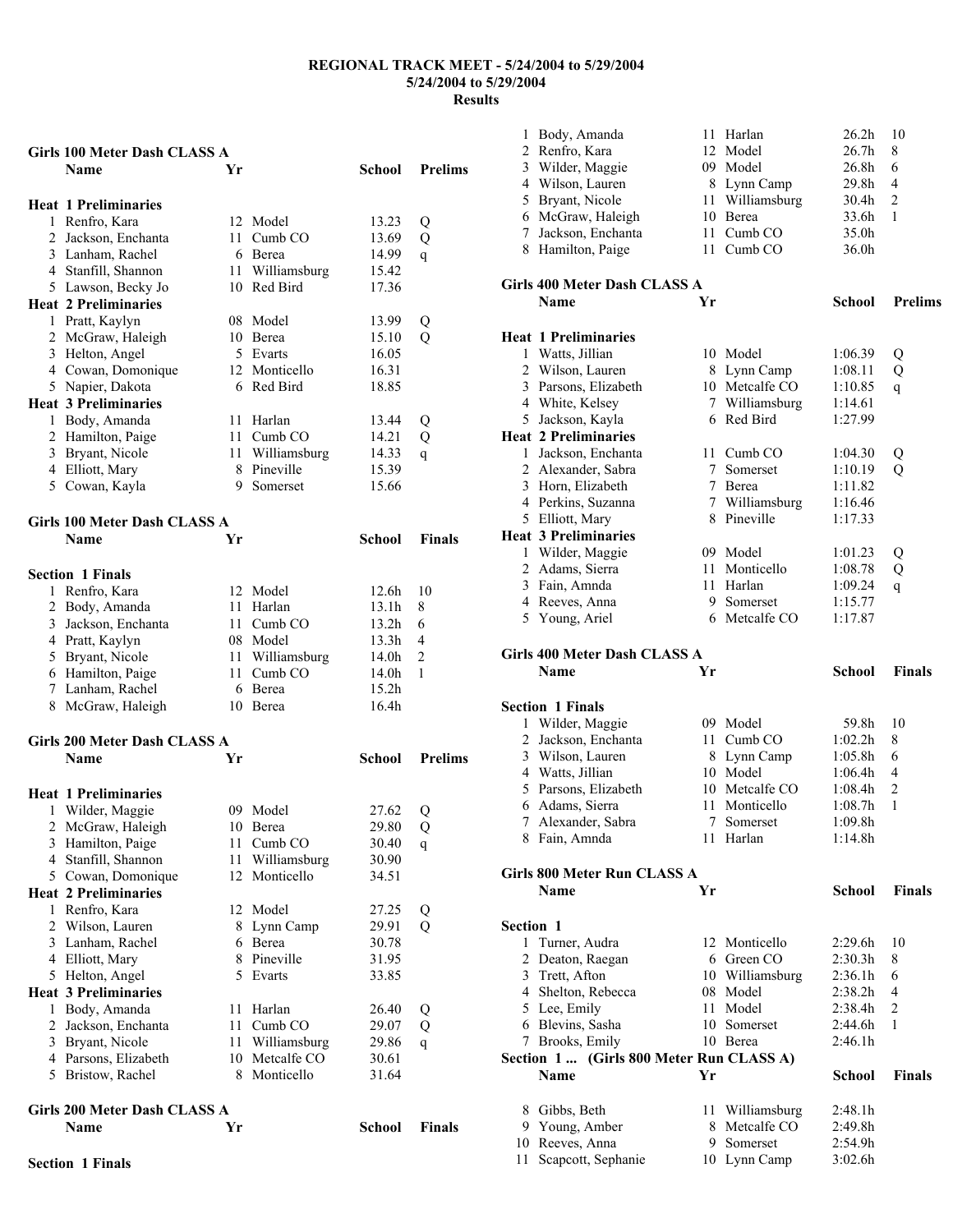# REGIONAL TRACK MEET - 5/24/2004 to 5/29/2004

**5/24/2004 to 5/29/2004**

**Results**

## Girls 100 Meter Dash CLASS A

| | Name | Yr | School | Prelims | |
|---|---|---|---|---|---|
| **Heat 1 Preliminaries** | | | | | |
| 1 | Renfro, Kara | 12 | Model | 13.23 | Q |
| 2 | Jackson, Enchanta | 11 | Cumb CO | 13.69 | Q |
| 3 | Lanham, Rachel | 6 | Berea | 14.99 | q |
| 4 | Stanfill, Shannon | 11 | Williamsburg | 15.42 | |
| 5 | Lawson, Becky Jo | 10 | Red Bird | 17.36 | |
| **Heat 2 Preliminaries** | | | | | |
| 1 | Pratt, Kaylyn | 08 | Model | 13.99 | Q |
| 2 | McGraw, Haleigh | 10 | Berea | 15.10 | Q |
| 3 | Helton, Angel | 5 | Evarts | 16.05 | |
| 4 | Cowan, Domonique | 12 | Monticello | 16.31 | |
| 5 | Napier, Dakota | 6 | Red Bird | 18.85 | |
| **Heat 3 Preliminaries** | | | | | |
| 1 | Body, Amanda | 11 | Harlan | 13.44 | Q |
| 2 | Hamilton, Paige | 11 | Cumb CO | 14.21 | Q |
| 3 | Bryant, Nicole | 11 | Williamsburg | 14.33 | q |
| 4 | Elliott, Mary | 8 | Pineville | 15.39 | |
| 5 | Cowan, Kayla | 9 | Somerset | 15.66 | |

## Girls 100 Meter Dash CLASS A

| | Name | Yr | School | Finals | |
|---|---|---|---|---|---|
| **Section 1 Finals** | | | | | |
| 1 | Renfro, Kara | 12 | Model | 12.6h | 10 |
| 2 | Body, Amanda | 11 | Harlan | 13.1h | 8 |
| 3 | Jackson, Enchanta | 11 | Cumb CO | 13.2h | 6 |
| 4 | Pratt, Kaylyn | 08 | Model | 13.3h | 4 |
| 5 | Bryant, Nicole | 11 | Williamsburg | 14.0h | 2 |
| 6 | Hamilton, Paige | 11 | Cumb CO | 14.0h | 1 |
| 7 | Lanham, Rachel | 6 | Berea | 15.2h | |
| 8 | McGraw, Haleigh | 10 | Berea | 16.4h | |

## Girls 200 Meter Dash CLASS A

| | Name | Yr | School | Prelims | |
|---|---|---|---|---|---|
| **Heat 1 Preliminaries** | | | | | |
| 1 | Wilder, Maggie | 09 | Model | 27.62 | Q |
| 2 | McGraw, Haleigh | 10 | Berea | 29.80 | Q |
| 3 | Hamilton, Paige | 11 | Cumb CO | 30.40 | q |
| 4 | Stanfill, Shannon | 11 | Williamsburg | 30.90 | |
| 5 | Cowan, Domonique | 12 | Monticello | 34.51 | |
| **Heat 2 Preliminaries** | | | | | |
| 1 | Renfro, Kara | 12 | Model | 27.25 | Q |
| 2 | Wilson, Lauren | 8 | Lynn Camp | 29.91 | Q |
| 3 | Lanham, Rachel | 6 | Berea | 30.78 | |
| 4 | Elliott, Mary | 8 | Pineville | 31.95 | |
| 5 | Helton, Angel | 5 | Evarts | 33.85 | |
| **Heat 3 Preliminaries** | | | | | |
| 1 | Body, Amanda | 11 | Harlan | 26.40 | Q |
| 2 | Jackson, Enchanta | 11 | Cumb CO | 29.07 | Q |
| 3 | Bryant, Nicole | 11 | Williamsburg | 29.86 | q |
| 4 | Parsons, Elizabeth | 10 | Metcalfe CO | 30.61 | |
| 5 | Bristow, Rachel | 8 | Monticello | 31.64 | |

## Girls 200 Meter Dash CLASS A

| | Name | Yr | School | Finals | |
|---|---|---|---|---|---|
| **Section 1 Finals** | | | | | |
| 1 | Body, Amanda | 11 | Harlan | 26.2h | 10 |
| 2 | Renfro, Kara | 12 | Model | 26.7h | 8 |
| 3 | Wilder, Maggie | 09 | Model | 26.8h | 6 |
| 4 | Wilson, Lauren | 8 | Lynn Camp | 29.8h | 4 |
| 5 | Bryant, Nicole | 11 | Williamsburg | 30.4h | 2 |
| 6 | McGraw, Haleigh | 10 | Berea | 33.6h | 1 |
| 7 | Jackson, Enchanta | 11 | Cumb CO | 35.0h | |
| 8 | Hamilton, Paige | 11 | Cumb CO | 36.0h | |

## Girls 400 Meter Dash CLASS A

| | Name | Yr | School | Prelims | |
|---|---|---|---|---|---|
| **Heat 1 Preliminaries** | | | | | |
| 1 | Watts, Jillian | 10 | Model | 1:06.39 | Q |
| 2 | Wilson, Lauren | 8 | Lynn Camp | 1:08.11 | Q |
| 3 | Parsons, Elizabeth | 10 | Metcalfe CO | 1:10.85 | q |
| 4 | White, Kelsey | 7 | Williamsburg | 1:14.61 | |
| 5 | Jackson, Kayla | 6 | Red Bird | 1:27.99 | |
| **Heat 2 Preliminaries** | | | | | |
| 1 | Jackson, Enchanta | 11 | Cumb CO | 1:04.30 | Q |
| 2 | Alexander, Sabra | 7 | Somerset | 1:10.19 | Q |
| 3 | Horn, Elizabeth | 7 | Berea | 1:11.82 | |
| 4 | Perkins, Suzanna | 7 | Williamsburg | 1:16.46 | |
| 5 | Elliott, Mary | 8 | Pineville | 1:17.33 | |
| **Heat 3 Preliminaries** | | | | | |
| 1 | Wilder, Maggie | 09 | Model | 1:01.23 | Q |
| 2 | Adams, Sierra | 11 | Monticello | 1:08.78 | Q |
| 3 | Fain, Amnda | 11 | Harlan | 1:09.24 | q |
| 4 | Reeves, Anna | 9 | Somerset | 1:15.77 | |
| 5 | Young, Ariel | 6 | Metcalfe CO | 1:17.87 | |

## Girls 400 Meter Dash CLASS A

| | Name | Yr | School | Finals | |
|---|---|---|---|---|---|
| **Section 1 Finals** | | | | | |
| 1 | Wilder, Maggie | 09 | Model | 59.8h | 10 |
| 2 | Jackson, Enchanta | 11 | Cumb CO | 1:02.2h | 8 |
| 3 | Wilson, Lauren | 8 | Lynn Camp | 1:05.8h | 6 |
| 4 | Watts, Jillian | 10 | Model | 1:06.4h | 4 |
| 5 | Parsons, Elizabeth | 10 | Metcalfe CO | 1:08.4h | 2 |
| 6 | Adams, Sierra | 11 | Monticello | 1:08.7h | 1 |
| 7 | Alexander, Sabra | 7 | Somerset | 1:09.8h | |
| 8 | Fain, Amnda | 11 | Harlan | 1:14.8h | |

## Girls 800 Meter Run CLASS A

| | Name | Yr | School | Finals | |
|---|---|---|---|---|---|
| **Section 1** | | | | | |
| 1 | Turner, Audra | 12 | Monticello | 2:29.6h | 10 |
| 2 | Deaton, Raegan | 6 | Green CO | 2:30.3h | 8 |
| 3 | Trett, Afton | 10 | Williamsburg | 2:36.1h | 6 |
| 4 | Shelton, Rebecca | 08 | Model | 2:38.2h | 4 |
| 5 | Lee, Emily | 11 | Model | 2:38.4h | 2 |
| 6 | Blevins, Sasha | 10 | Somerset | 2:44.6h | 1 |
| 7 | Brooks, Emily | 10 | Berea | 2:46.1h | |
| **Section 1 ... (Girls 800 Meter Run CLASS A)** | | | | | |
| 8 | Gibbs, Beth | 11 | Williamsburg | 2:48.1h | |
| 9 | Young, Amber | 8 | Metcalfe CO | 2:49.8h | |
| 10 | Reeves, Anna | 9 | Somerset | 2:54.9h | |
| 11 | Scapcott, Sephanie | 10 | Lynn Camp | 3:02.6h | |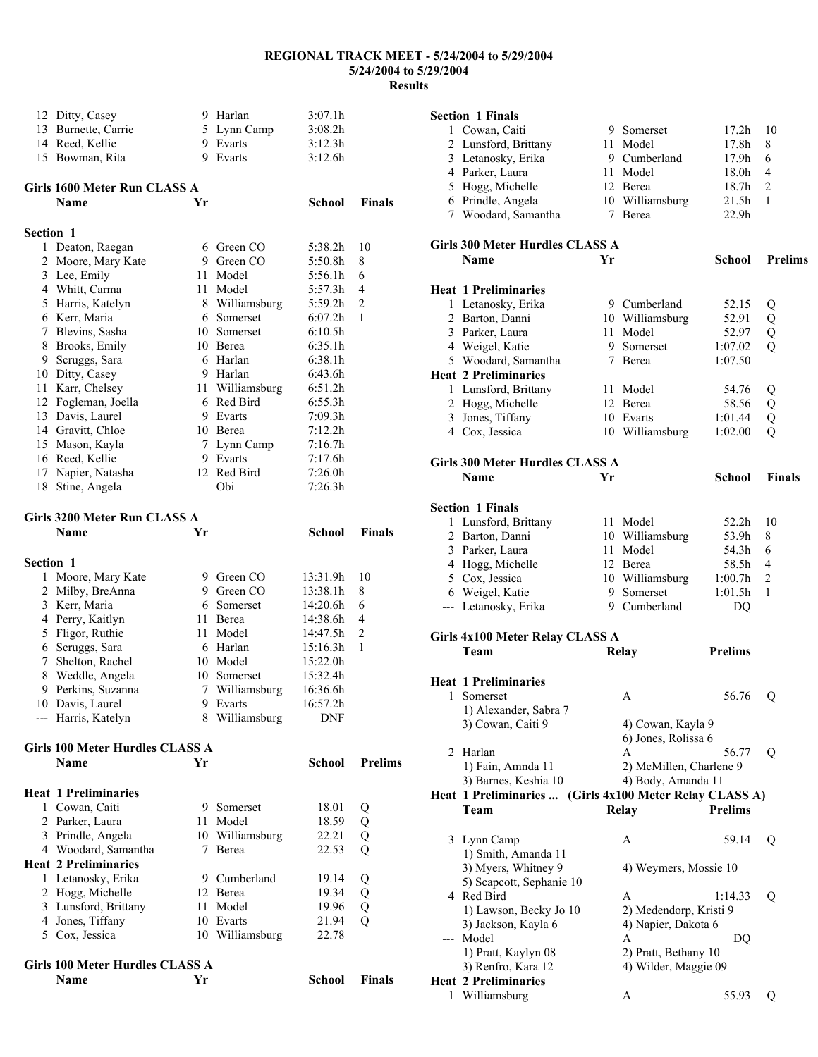# REGIONAL TRACK MEET - 5/24/2004 to 5/29/2004

**5/24/2004 to 5/29/2004**

**Results**

| | Name | Yr | School | Finals | |
|---|---|---|---|---|---|
| 12 | Ditty, Casey | 9 | Harlan | 3:07.1h | |
| 13 | Burnette, Carrie | 5 | Lynn Camp | 3:08.2h | |
| 14 | Reed, Kellie | 9 | Evarts | 3:12.3h | |
| 15 | Bowman, Rita | 9 | Evarts | 3:12.6h | |

## Girls 1600 Meter Run CLASS A

**Section 1**

| | Name | Yr | School | Finals | |
|---|---|---|---|---|---|
| 1 | Deaton, Raegan | 6 | Green CO | 5:38.2h | 10 |
| 2 | Moore, Mary Kate | 9 | Green CO | 5:50.8h | 8 |
| 3 | Lee, Emily | 11 | Model | 5:56.1h | 6 |
| 4 | Whitt, Carma | 11 | Model | 5:57.3h | 4 |
| 5 | Harris, Katelyn | 8 | Williamsburg | 5:59.2h | 2 |
| 6 | Kerr, Maria | 6 | Somerset | 6:07.2h | 1 |
| 7 | Blevins, Sasha | 10 | Somerset | 6:10.5h | |
| 8 | Brooks, Emily | 10 | Berea | 6:35.1h | |
| 9 | Scruggs, Sara | 6 | Harlan | 6:38.1h | |
| 10 | Ditty, Casey | 9 | Harlan | 6:43.6h | |
| 11 | Karr, Chelsey | 11 | Williamsburg | 6:51.2h | |
| 12 | Fogleman, Joella | 6 | Red Bird | 6:55.3h | |
| 13 | Davis, Laurel | 9 | Evarts | 7:09.3h | |
| 14 | Gravitt, Chloe | 10 | Berea | 7:12.2h | |
| 15 | Mason, Kayla | 7 | Lynn Camp | 7:16.7h | |
| 16 | Reed, Kellie | 9 | Evarts | 7:17.6h | |
| 17 | Napier, Natasha | 12 | Red Bird | 7:26.0h | |
| 18 | Stine, Angela | | Obi | 7:26.3h | |

## Girls 3200 Meter Run CLASS A

**Section 1**

| | Name | Yr | School | Finals | |
|---|---|---|---|---|---|
| 1 | Moore, Mary Kate | 9 | Green CO | 13:31.9h | 10 |
| 2 | Milby, BreAnna | 9 | Green CO | 13:38.1h | 8 |
| 3 | Kerr, Maria | 6 | Somerset | 14:20.6h | 6 |
| 4 | Perry, Kaitlyn | 11 | Berea | 14:38.6h | 4 |
| 5 | Fligor, Ruthie | 11 | Model | 14:47.5h | 2 |
| 6 | Scruggs, Sara | 6 | Harlan | 15:16.3h | 1 |
| 7 | Shelton, Rachel | 10 | Model | 15:22.0h | |
| 8 | Weddle, Angela | 10 | Somerset | 15:32.4h | |
| 9 | Perkins, Suzanna | 7 | Williamsburg | 16:36.6h | |
| 10 | Davis, Laurel | 9 | Evarts | 16:57.2h | |
| --- | Harris, Katelyn | 8 | Williamsburg | DNF | |

## Girls 100 Meter Hurdles CLASS A

| | Name | Yr | School | Prelims | |
|---|---|---|---|---|---|
| | **Heat 1 Preliminaries** | | | | |
| 1 | Cowan, Caiti | 9 | Somerset | 18.01 | Q |
| 2 | Parker, Laura | 11 | Model | 18.59 | Q |
| 3 | Prindle, Angela | 10 | Williamsburg | 22.21 | Q |
| 4 | Woodard, Samantha | 7 | Berea | 22.53 | Q |
| | **Heat 2 Preliminaries** | | | | |
| 1 | Letanosky, Erika | 9 | Cumberland | 19.14 | Q |
| 2 | Hogg, Michelle | 12 | Berea | 19.34 | Q |
| 3 | Lunsford, Brittany | 11 | Model | 19.96 | Q |
| 4 | Jones, Tiffany | 10 | Evarts | 21.94 | Q |
| 5 | Cox, Jessica | 10 | Williamsburg | 22.78 | |

## Girls 100 Meter Hurdles CLASS A

**Section 1 Finals**

| | Name | Yr | School | Finals | |
|---|---|---|---|---|---|
| 1 | Cowan, Caiti | 9 | Somerset | 17.2h | 10 |
| 2 | Lunsford, Brittany | 11 | Model | 17.8h | 8 |
| 3 | Letanosky, Erika | 9 | Cumberland | 17.9h | 6 |
| 4 | Parker, Laura | 11 | Model | 18.0h | 4 |
| 5 | Hogg, Michelle | 12 | Berea | 18.7h | 2 |
| 6 | Prindle, Angela | 10 | Williamsburg | 21.5h | 1 |
| 7 | Woodard, Samantha | 7 | Berea | 22.9h | |

## Girls 300 Meter Hurdles CLASS A

| | Name | Yr | School | Prelims | |
|---|---|---|---|---|---|
| | **Heat 1 Preliminaries** | | | | |
| 1 | Letanosky, Erika | 9 | Cumberland | 52.15 | Q |
| 2 | Barton, Danni | 10 | Williamsburg | 52.91 | Q |
| 3 | Parker, Laura | 11 | Model | 52.97 | Q |
| 4 | Weigel, Katie | 9 | Somerset | 1:07.02 | Q |
| 5 | Woodard, Samantha | 7 | Berea | 1:07.50 | |
| | **Heat 2 Preliminaries** | | | | |
| 1 | Lunsford, Brittany | 11 | Model | 54.76 | Q |
| 2 | Hogg, Michelle | 12 | Berea | 58.56 | Q |
| 3 | Jones, Tiffany | 10 | Evarts | 1:01.44 | Q |
| 4 | Cox, Jessica | 10 | Williamsburg | 1:02.00 | Q |

## Girls 300 Meter Hurdles CLASS A

**Section 1 Finals**

| | Name | Yr | School | Finals | |
|---|---|---|---|---|---|
| 1 | Lunsford, Brittany | 11 | Model | 52.2h | 10 |
| 2 | Barton, Danni | 10 | Williamsburg | 53.9h | 8 |
| 3 | Parker, Laura | 11 | Model | 54.3h | 6 |
| 4 | Hogg, Michelle | 12 | Berea | 58.5h | 4 |
| 5 | Cox, Jessica | 10 | Williamsburg | 1:00.7h | 2 |
| 6 | Weigel, Katie | 9 | Somerset | 1:01.5h | 1 |
| --- | Letanosky, Erika | 9 | Cumberland | DQ | |

## Girls 4x100 Meter Relay CLASS A

| | Team | Relay | Prelims | |
|---|---|---|---|---|
| | **Heat 1 Preliminaries** | | | |
| 1 | Somerset | A | 56.76 | Q |
| | 1) Alexander, Sabra 7 | | | |
| | 3) Cowan, Caiti 9 | 4) Cowan, Kayla 9 | | |
| | | 6) Jones, Rolissa 6 | | |
| 2 | Harlan | A | 56.77 | Q |
| | 1) Fain, Amnda 11 | 2) McMillen, Charlene 9 | | |
| | 3) Barnes, Keshia 10 | 4) Body, Amanda 11 | | |
| 3 | Lynn Camp | A | 59.14 | Q |
| | 1) Smith, Amanda 11 | | | |
| | 3) Myers, Whitney 9 | 4) Weymers, Mossie 10 | | |
| | 5) Scapcott, Sephanie 10 | | | |
| 4 | Red Bird | A | 1:14.33 | Q |
| | 1) Lawson, Becky Jo 10 | 2) Medendorp, Kristi 9 | | |
| | 3) Jackson, Kayla 6 | 4) Napier, Dakota 6 | | |
| --- | Model | A | DQ | |
| | 1) Pratt, Kaylyn 08 | 2) Pratt, Bethany 10 | | |
| | 3) Renfro, Kara 12 | 4) Wilder, Maggie 09 | | |
| | **Heat 2 Preliminaries** | | | |
| 1 | Williamsburg | A | 55.93 | Q |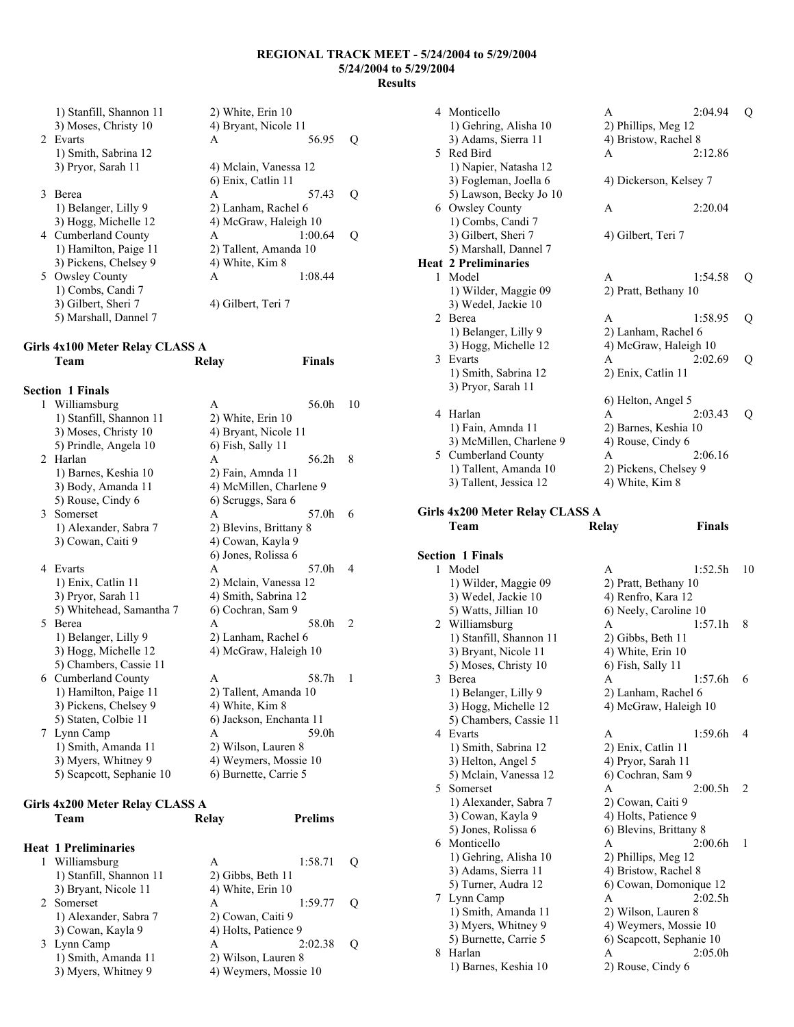# REGIONAL TRACK MEET - 5/24/2004 to 5/29/2004
## 5/24/2004 to 5/29/2004
## Results

```
    1) Stanfill, Shannon 11      2) White, Erin 10
    3) Moses, Christy 10         4) Bryant, Nicole 11
  2 Evarts                       A                 56.95   Q
    1) Smith, Sabrina 12
    3) Pryor, Sarah 11           4) Mclain, Vanessa 12
                                 6) Enix, Catlin 11
  3 Berea                        A                 57.43   Q
    1) Belanger, Lilly 9         2) Lanham, Rachel 6
    3) Hogg, Michelle 12         4) McGraw, Haleigh 10
  4 Cumberland County            A               1:00.64   Q
    1) Hamilton, Paige 11        2) Tallent, Amanda 10
    3) Pickens, Chelsey 9        4) White, Kim 8
  5 Owsley County                A               1:08.44
    1) Combs, Candi 7
    3) Gilbert, Sheri 7          4) Gilbert, Teri 7
    5) Marshall, Dannel 7
```

### Girls 4x100 Meter Relay CLASS A

```
    Team                         Relay            Finals

Section  1 Finals
  1 Williamsburg                 A                 56.0h   10
    1) Stanfill, Shannon 11      2) White, Erin 10
    3) Moses, Christy 10         4) Bryant, Nicole 11
    5) Prindle, Angela 10        6) Fish, Sally 11
  2 Harlan                       A                 56.2h   8
    1) Barnes, Keshia 10         2) Fain, Amnda 11
    3) Body, Amanda 11           4) McMillen, Charlene 9
    5) Rouse, Cindy 6            6) Scruggs, Sara 6
  3 Somerset                     A                 57.0h   6
    1) Alexander, Sabra 7        2) Blevins, Brittany 8
    3) Cowan, Caiti 9            4) Cowan, Kayla 9
                                 6) Jones, Rolissa 6
  4 Evarts                       A                 57.0h   4
    1) Enix, Catlin 11           2) Mclain, Vanessa 12
    3) Pryor, Sarah 11           4) Smith, Sabrina 12
    5) Whitehead, Samantha 7     6) Cochran, Sam 9
  5 Berea                        A                 58.0h   2
    1) Belanger, Lilly 9         2) Lanham, Rachel 6
    3) Hogg, Michelle 12         4) McGraw, Haleigh 10
    5) Chambers, Cassie 11
  6 Cumberland County            A                 58.7h   1
    1) Hamilton, Paige 11        2) Tallent, Amanda 10
    3) Pickens, Chelsey 9        4) White, Kim 8
    5) Staten, Colbie 11         6) Jackson, Enchanta 11
  7 Lynn Camp                    A                 59.0h
    1) Smith, Amanda 11          2) Wilson, Lauren 8
    3) Myers, Whitney 9          4) Weymers, Mossie 10
    5) Scapcott, Sephanie 10     6) Burnette, Carrie 5
```

### Girls 4x200 Meter Relay CLASS A

```
    Team                         Relay            Prelims

Heat  1 Preliminaries
  1 Williamsburg                 A               1:58.71   Q
    1) Stanfill, Shannon 11      2) Gibbs, Beth 11
    3) Bryant, Nicole 11         4) White, Erin 10
  2 Somerset                     A               1:59.77   Q
    1) Alexander, Sabra 7        2) Cowan, Caiti 9
    3) Cowan, Kayla 9            4) Holts, Patience 9
  3 Lynn Camp                    A               2:02.38   Q
    1) Smith, Amanda 11          2) Wilson, Lauren 8
    3) Myers, Whitney 9          4) Weymers, Mossie 10
  4 Monticello                   A               2:04.94   Q
    1) Gehring, Alisha 10        2) Phillips, Meg 12
    3) Adams, Sierra 11          4) Bristow, Rachel 8
  5 Red Bird                     A               2:12.86
    1) Napier, Natasha 12
    3) Fogleman, Joella 6        4) Dickerson, Kelsey 7
    5) Lawson, Becky Jo 10
  6 Owsley County                A               2:20.04
    1) Combs, Candi 7
    3) Gilbert, Sheri 7          4) Gilbert, Teri 7
    5) Marshall, Dannel 7
Heat  2 Preliminaries
  1 Model                        A               1:54.58   Q
    1) Wilder, Maggie 09         2) Pratt, Bethany 10
    3) Wedel, Jackie 10
  2 Berea                        A               1:58.95   Q
    1) Belanger, Lilly 9         2) Lanham, Rachel 6
    3) Hogg, Michelle 12         4) McGraw, Haleigh 10
  3 Evarts                       A               2:02.69   Q
    1) Smith, Sabrina 12         2) Enix, Catlin 11
    3) Pryor, Sarah 11
                                 6) Helton, Angel 5
  4 Harlan                       A               2:03.43   Q
    1) Fain, Amnda 11            2) Barnes, Keshia 10
    3) McMillen, Charlene 9      4) Rouse, Cindy 6
  5 Cumberland County            A               2:06.16
    1) Tallent, Amanda 10        2) Pickens, Chelsey 9
    3) Tallent, Jessica 12       4) White, Kim 8
```

### Girls 4x200 Meter Relay CLASS A

```
    Team                         Relay            Finals

Section  1 Finals
  1 Model                        A               1:52.5h   10
    1) Wilder, Maggie 09         2) Pratt, Bethany 10
    3) Wedel, Jackie 10          4) Renfro, Kara 12
    5) Watts, Jillian 10         6) Neely, Caroline 10
  2 Williamsburg                 A               1:57.1h   8
    1) Stanfill, Shannon 11      2) Gibbs, Beth 11
    3) Bryant, Nicole 11         4) White, Erin 10
    5) Moses, Christy 10         6) Fish, Sally 11
  3 Berea                        A               1:57.6h   6
    1) Belanger, Lilly 9         2) Lanham, Rachel 6
    3) Hogg, Michelle 12         4) McGraw, Haleigh 10
    5) Chambers, Cassie 11
  4 Evarts                       A               1:59.6h   4
    1) Smith, Sabrina 12         2) Enix, Catlin 11
    3) Helton, Angel 5           4) Pryor, Sarah 11
    5) Mclain, Vanessa 12        6) Cochran, Sam 9
  5 Somerset                     A               2:00.5h   2
    1) Alexander, Sabra 7        2) Cowan, Caiti 9
    3) Cowan, Kayla 9            4) Holts, Patience 9
    5) Jones, Rolissa 6          6) Blevins, Brittany 8
  6 Monticello                   A               2:00.6h   1
    1) Gehring, Alisha 10        2) Phillips, Meg 12
    3) Adams, Sierra 11          4) Bristow, Rachel 8
    5) Turner, Audra 12          6) Cowan, Domonique 12
  7 Lynn Camp                    A               2:02.5h
    1) Smith, Amanda 11          2) Wilson, Lauren 8
    3) Myers, Whitney 9          4) Weymers, Mossie 10
    5) Burnette, Carrie 5        6) Scapcott, Sephanie 10
  8 Harlan                       A               2:05.0h
    1) Barnes, Keshia 10         2) Rouse, Cindy 6
```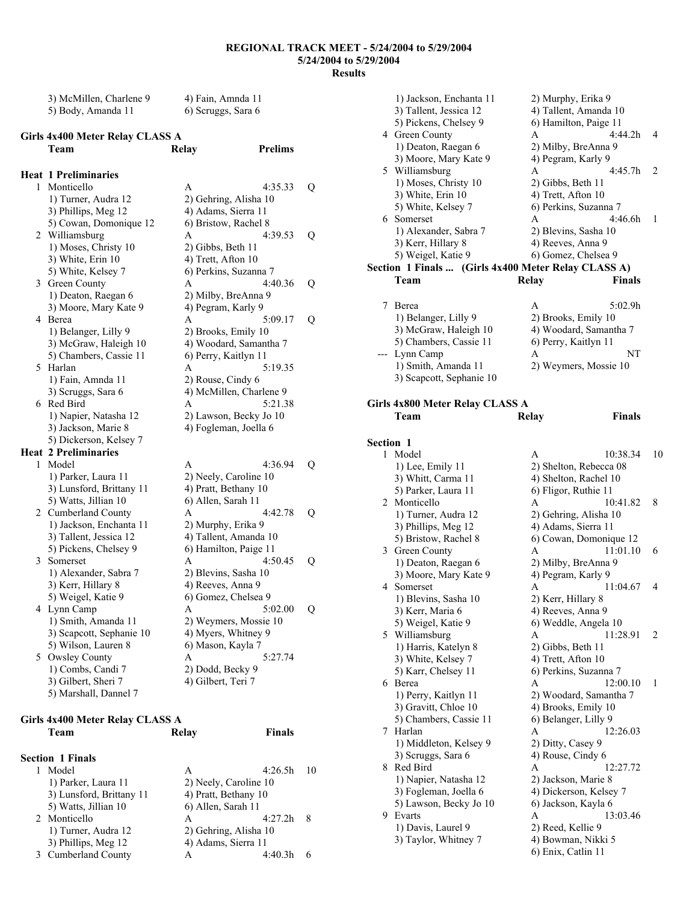**REGIONAL TRACK MEET - 5/24/2004 to 5/29/2004**
**5/24/2004 to 5/29/2004**
**Results**

```
    3) McMillen, Charlene 9          4) Fain, Amnda 11
    5) Body, Amanda 11               6) Scruggs, Sara 6
```

### Girls 4x400 Meter Relay CLASS A

```
    Team                             Relay          Prelims

Heat  1 Preliminaries
  1 Monticello                       A              4:35.33   Q
    1) Turner, Audra 12              2) Gehring, Alisha 10
    3) Phillips, Meg 12              4) Adams, Sierra 11
    5) Cowan, Domonique 12           6) Bristow, Rachel 8
  2 Williamsburg                     A              4:39.53   Q
    1) Moses, Christy 10             2) Gibbs, Beth 11
    3) White, Erin 10                4) Trett, Afton 10
    5) White, Kelsey 7               6) Perkins, Suzanna 7
  3 Green County                     A              4:40.36   Q
    1) Deaton, Raegan 6              2) Milby, BreAnna 9
    3) Moore, Mary Kate 9            4) Pegram, Karly 9
  4 Berea                            A              5:09.17   Q
    1) Belanger, Lilly 9             2) Brooks, Emily 10
    3) McGraw, Haleigh 10            4) Woodard, Samantha 7
    5) Chambers, Cassie 11           6) Perry, Kaitlyn 11
  5 Harlan                           A              5:19.35
    1) Fain, Amnda 11                2) Rouse, Cindy 6
    3) Scruggs, Sara 6               4) McMillen, Charlene 9
  6 Red Bird                         A              5:21.38
    1) Napier, Natasha 12            2) Lawson, Becky Jo 10
    3) Jackson, Marie 8              4) Fogleman, Joella 6
    5) Dickerson, Kelsey 7
Heat  2 Preliminaries
  1 Model                            A              4:36.94   Q
    1) Parker, Laura 11              2) Neely, Caroline 10
    3) Lunsford, Brittany 11         4) Pratt, Bethany 10
    5) Watts, Jillian 10             6) Allen, Sarah 11
  2 Cumberland County                A              4:42.78   Q
    1) Jackson, Enchanta 11          2) Murphy, Erika 9
    3) Tallent, Jessica 12           4) Tallent, Amanda 10
    5) Pickens, Chelsey 9            6) Hamilton, Paige 11
  3 Somerset                         A              4:50.45   Q
    1) Alexander, Sabra 7            2) Blevins, Sasha 10
    3) Kerr, Hillary 8               4) Reeves, Anna 9
    5) Weigel, Katie 9               6) Gomez, Chelsea 9
  4 Lynn Camp                        A              5:02.00   Q
    1) Smith, Amanda 11              2) Weymers, Mossie 10
    3) Scapcott, Sephanie 10         4) Myers, Whitney 9
    5) Wilson, Lauren 8              6) Mason, Kayla 7
  5 Owsley County                    A              5:27.74
    1) Combs, Candi 7                2) Dodd, Becky 9
    3) Gilbert, Sheri 7              4) Gilbert, Teri 7
    5) Marshall, Dannel 7
```

### Girls 4x400 Meter Relay CLASS A

```
    Team                             Relay          Finals

Section  1 Finals
  1 Model                            A              4:26.5h   10
    1) Parker, Laura 11              2) Neely, Caroline 10
    3) Lunsford, Brittany 11         4) Pratt, Bethany 10
    5) Watts, Jillian 10             6) Allen, Sarah 11
  2 Monticello                       A              4:27.2h   8
    1) Turner, Audra 12              2) Gehring, Alisha 10
    3) Phillips, Meg 12              4) Adams, Sierra 11
  3 Cumberland County                A              4:40.3h   6
    1) Jackson, Enchanta 11          2) Murphy, Erika 9
    3) Tallent, Jessica 12           4) Tallent, Amanda 10
    5) Pickens, Chelsey 9            6) Hamilton, Paige 11
  4 Green County                     A              4:44.2h   4
    1) Deaton, Raegan 6              2) Milby, BreAnna 9
    3) Moore, Mary Kate 9            4) Pegram, Karly 9
  5 Williamsburg                     A              4:45.7h   2
    1) Moses, Christy 10             2) Gibbs, Beth 11
    3) White, Erin 10                4) Trett, Afton 10
    5) White, Kelsey 7               6) Perkins, Suzanna 7
  6 Somerset                         A              4:46.6h   1
    1) Alexander, Sabra 7            2) Blevins, Sasha 10
    3) Kerr, Hillary 8               4) Reeves, Anna 9
    5) Weigel, Katie 9               6) Gomez, Chelsea 9
Section  1 Finals ...  (Girls 4x400 Meter Relay CLASS A)
    Team                             Relay          Finals

  7 Berea                            A              5:02.9h
    1) Belanger, Lilly 9             2) Brooks, Emily 10
    3) McGraw, Haleigh 10            4) Woodard, Samantha 7
    5) Chambers, Cassie 11           6) Perry, Kaitlyn 11
--- Lynn Camp                        A                   NT
    1) Smith, Amanda 11              2) Weymers, Mossie 10
    3) Scapcott, Sephanie 10
```

### Girls 4x800 Meter Relay CLASS A

```
    Team                             Relay          Finals

Section  1
  1 Model                            A             10:38.34   10
    1) Lee, Emily 11                 2) Shelton, Rebecca 08
    3) Whitt, Carma 11               4) Shelton, Rachel 10
    5) Parker, Laura 11              6) Fligor, Ruthie 11
  2 Monticello                       A             10:41.82   8
    1) Turner, Audra 12              2) Gehring, Alisha 10
    3) Phillips, Meg 12              4) Adams, Sierra 11
    5) Bristow, Rachel 8             6) Cowan, Domonique 12
  3 Green County                     A             11:01.10   6
    1) Deaton, Raegan 6              2) Milby, BreAnna 9
    3) Moore, Mary Kate 9            4) Pegram, Karly 9
  4 Somerset                         A             11:04.67   4
    1) Blevins, Sasha 10             2) Kerr, Hillary 8
    3) Kerr, Maria 6                 4) Reeves, Anna 9
    5) Weigel, Katie 9               6) Weddle, Angela 10
  5 Williamsburg                     A             11:28.91   2
    1) Harris, Katelyn 8             2) Gibbs, Beth 11
    3) White, Kelsey 7               4) Trett, Afton 10
    5) Karr, Chelsey 11              6) Perkins, Suzanna 7
  6 Berea                            A             12:00.10   1
    1) Perry, Kaitlyn 11             2) Woodard, Samantha 7
    3) Gravitt, Chloe 10             4) Brooks, Emily 10
    5) Chambers, Cassie 11           6) Belanger, Lilly 9
  7 Harlan                           A             12:26.03
    1) Middleton, Kelsey 9           2) Ditty, Casey 9
    3) Scruggs, Sara 6               4) Rouse, Cindy 6
  8 Red Bird                         A             12:27.72
    1) Napier, Natasha 12            2) Jackson, Marie 8
    3) Fogleman, Joella 6            4) Dickerson, Kelsey 7
    5) Lawson, Becky Jo 10           6) Jackson, Kayla 6
  9 Evarts                           A             13:03.46
    1) Davis, Laurel 9               2) Reed, Kellie 9
    3) Taylor, Whitney 7             4) Bowman, Nikki 5
                                     6) Enix, Catlin 11
```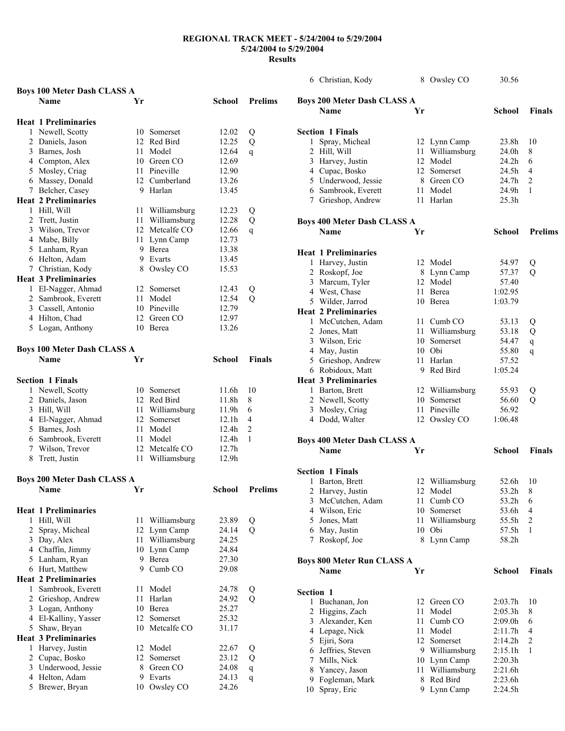# REGIONAL TRACK MEET - 5/24/2004 to 5/29/2004

## 5/24/2004 to 5/29/2004

## Results

### Boys 100 Meter Dash CLASS A

| | Name | Yr | School | Prelims | |
|---|---|---|---|---|---|
| **Heat 1 Preliminaries** | | | | | |
| 1 | Newell, Scotty | 10 | Somerset | 12.02 | Q |
| 2 | Daniels, Jason | 12 | Red Bird | 12.25 | Q |
| 3 | Barnes, Josh | 11 | Model | 12.64 | q |
| 4 | Compton, Alex | 10 | Green CO | 12.69 | |
| 5 | Mosley, Criag | 11 | Pineville | 12.90 | |
| 6 | Massey, Donald | 12 | Cumberland | 13.26 | |
| 7 | Belcher, Casey | 9 | Harlan | 13.45 | |
| **Heat 2 Preliminaries** | | | | | |
| 1 | Hill, Will | 11 | Williamsburg | 12.23 | Q |
| 2 | Trett, Justin | 11 | Williamsburg | 12.28 | Q |
| 3 | Wilson, Trevor | 12 | Metcalfe CO | 12.66 | q |
| 4 | Mabe, Billy | 11 | Lynn Camp | 12.73 | |
| 5 | Lanham, Ryan | 9 | Berea | 13.38 | |
| 6 | Helton, Adam | 9 | Evarts | 13.45 | |
| 7 | Christian, Kody | 8 | Owsley CO | 15.53 | |
| **Heat 3 Preliminaries** | | | | | |
| 1 | El-Nagger, Ahmad | 12 | Somerset | 12.43 | Q |
| 2 | Sambrook, Everett | 11 | Model | 12.54 | Q |
| 3 | Cassell, Antonio | 10 | Pineville | 12.79 | |
| 4 | Hilton, Chad | 12 | Green CO | 12.97 | |
| 5 | Logan, Anthony | 10 | Berea | 13.26 | |

### Boys 100 Meter Dash CLASS A

| | Name | Yr | School | Finals | |
|---|---|---|---|---|---|
| **Section 1 Finals** | | | | | |
| 1 | Newell, Scotty | 10 | Somerset | 11.6h | 10 |
| 2 | Daniels, Jason | 12 | Red Bird | 11.8h | 8 |
| 3 | Hill, Will | 11 | Williamsburg | 11.9h | 6 |
| 4 | El-Nagger, Ahmad | 12 | Somerset | 12.1h | 4 |
| 5 | Barnes, Josh | 11 | Model | 12.4h | 2 |
| 6 | Sambrook, Everett | 11 | Model | 12.4h | 1 |
| 7 | Wilson, Trevor | 12 | Metcalfe CO | 12.7h | |
| 8 | Trett, Justin | 11 | Williamsburg | 12.9h | |

### Boys 200 Meter Dash CLASS A

| | Name | Yr | School | Prelims | |
|---|---|---|---|---|---|
| **Heat 1 Preliminaries** | | | | | |
| 1 | Hill, Will | 11 | Williamsburg | 23.89 | Q |
| 2 | Spray, Micheal | 12 | Lynn Camp | 24.14 | Q |
| 3 | Day, Alex | 11 | Williamsburg | 24.25 | |
| 4 | Chaffin, Jimmy | 10 | Lynn Camp | 24.84 | |
| 5 | Lanham, Ryan | 9 | Berea | 27.30 | |
| 6 | Hurt, Matthew | 9 | Cumb CO | 29.08 | |
| **Heat 2 Preliminaries** | | | | | |
| 1 | Sambrook, Everett | 11 | Model | 24.78 | Q |
| 2 | Grieshop, Andrew | 11 | Harlan | 24.92 | Q |
| 3 | Logan, Anthony | 10 | Berea | 25.27 | |
| 4 | El-Kalliny, Yasser | 12 | Somerset | 25.32 | |
| 5 | Shaw, Bryan | 10 | Metcalfe CO | 31.17 | |
| **Heat 3 Preliminaries** | | | | | |
| 1 | Harvey, Justin | 12 | Model | 22.67 | Q |
| 2 | Cupac, Bosko | 12 | Somerset | 23.12 | Q |
| 3 | Underwood, Jessie | 8 | Green CO | 24.08 | q |
| 4 | Helton, Adam | 9 | Evarts | 24.13 | q |
| 5 | Brewer, Bryan | 10 | Owsley CO | 24.26 | |
| 6 | Christian, Kody | 8 | Owsley CO | 30.56 | |

### Boys 200 Meter Dash CLASS A

| | Name | Yr | School | Finals | |
|---|---|---|---|---|---|
| **Section 1 Finals** | | | | | |
| 1 | Spray, Micheal | 12 | Lynn Camp | 23.8h | 10 |
| 2 | Hill, Will | 11 | Williamsburg | 24.0h | 8 |
| 3 | Harvey, Justin | 12 | Model | 24.2h | 6 |
| 4 | Cupac, Bosko | 12 | Somerset | 24.5h | 4 |
| 5 | Underwood, Jessie | 8 | Green CO | 24.7h | 2 |
| 6 | Sambrook, Everett | 11 | Model | 24.9h | 1 |
| 7 | Grieshop, Andrew | 11 | Harlan | 25.3h | |

### Boys 400 Meter Dash CLASS A

| | Name | Yr | School | Prelims | |
|---|---|---|---|---|---|
| **Heat 1 Preliminaries** | | | | | |
| 1 | Harvey, Justin | 12 | Model | 54.97 | Q |
| 2 | Roskopf, Joe | 8 | Lynn Camp | 57.37 | Q |
| 3 | Marcum, Tyler | 12 | Model | 57.40 | |
| 4 | West, Chase | 11 | Berea | 1:02.95 | |
| 5 | Wilder, Jarrod | 10 | Berea | 1:03.79 | |
| **Heat 2 Preliminaries** | | | | | |
| 1 | McCutchen, Adam | 11 | Cumb CO | 53.13 | Q |
| 2 | Jones, Matt | 11 | Williamsburg | 53.18 | Q |
| 3 | Wilson, Eric | 10 | Somerset | 54.47 | q |
| 4 | May, Justin | 10 | Obi | 55.80 | q |
| 5 | Grieshop, Andrew | 11 | Harlan | 57.52 | |
| 6 | Robidoux, Matt | 9 | Red Bird | 1:05.24 | |
| **Heat 3 Preliminaries** | | | | | |
| 1 | Barton, Brett | 12 | Williamsburg | 55.93 | Q |
| 2 | Newell, Scotty | 10 | Somerset | 56.60 | Q |
| 3 | Mosley, Criag | 11 | Pineville | 56.92 | |
| 4 | Dodd, Walter | 12 | Owsley CO | 1:06.48 | |

### Boys 400 Meter Dash CLASS A

| | Name | Yr | School | Finals | |
|---|---|---|---|---|---|
| **Section 1 Finals** | | | | | |
| 1 | Barton, Brett | 12 | Williamsburg | 52.6h | 10 |
| 2 | Harvey, Justin | 12 | Model | 53.2h | 8 |
| 3 | McCutchen, Adam | 11 | Cumb CO | 53.2h | 6 |
| 4 | Wilson, Eric | 10 | Somerset | 53.6h | 4 |
| 5 | Jones, Matt | 11 | Williamsburg | 55.5h | 2 |
| 6 | May, Justin | 10 | Obi | 57.5h | 1 |
| 7 | Roskopf, Joe | 8 | Lynn Camp | 58.2h | |

### Boys 800 Meter Run CLASS A

| | Name | Yr | School | Finals | |
|---|---|---|---|---|---|
| **Section 1** | | | | | |
| 1 | Buchanan, Jon | 12 | Green CO | 2:03.7h | 10 |
| 2 | Higgins, Zach | 11 | Model | 2:05.3h | 8 |
| 3 | Alexander, Ken | 11 | Cumb CO | 2:09.0h | 6 |
| 4 | Lepage, Nick | 11 | Model | 2:11.7h | 4 |
| 5 | Ejiri, Sora | 12 | Somerset | 2:14.2h | 2 |
| 6 | Jeffries, Steven | 9 | Williamsburg | 2:15.1h | 1 |
| 7 | Mills, Nick | 10 | Lynn Camp | 2:20.3h | |
| 8 | Yancey, Jason | 11 | Williamsburg | 2:21.6h | |
| 9 | Fogleman, Mark | 8 | Red Bird | 2:23.6h | |
| 10 | Spray, Eric | 9 | Lynn Camp | 2:24.5h | |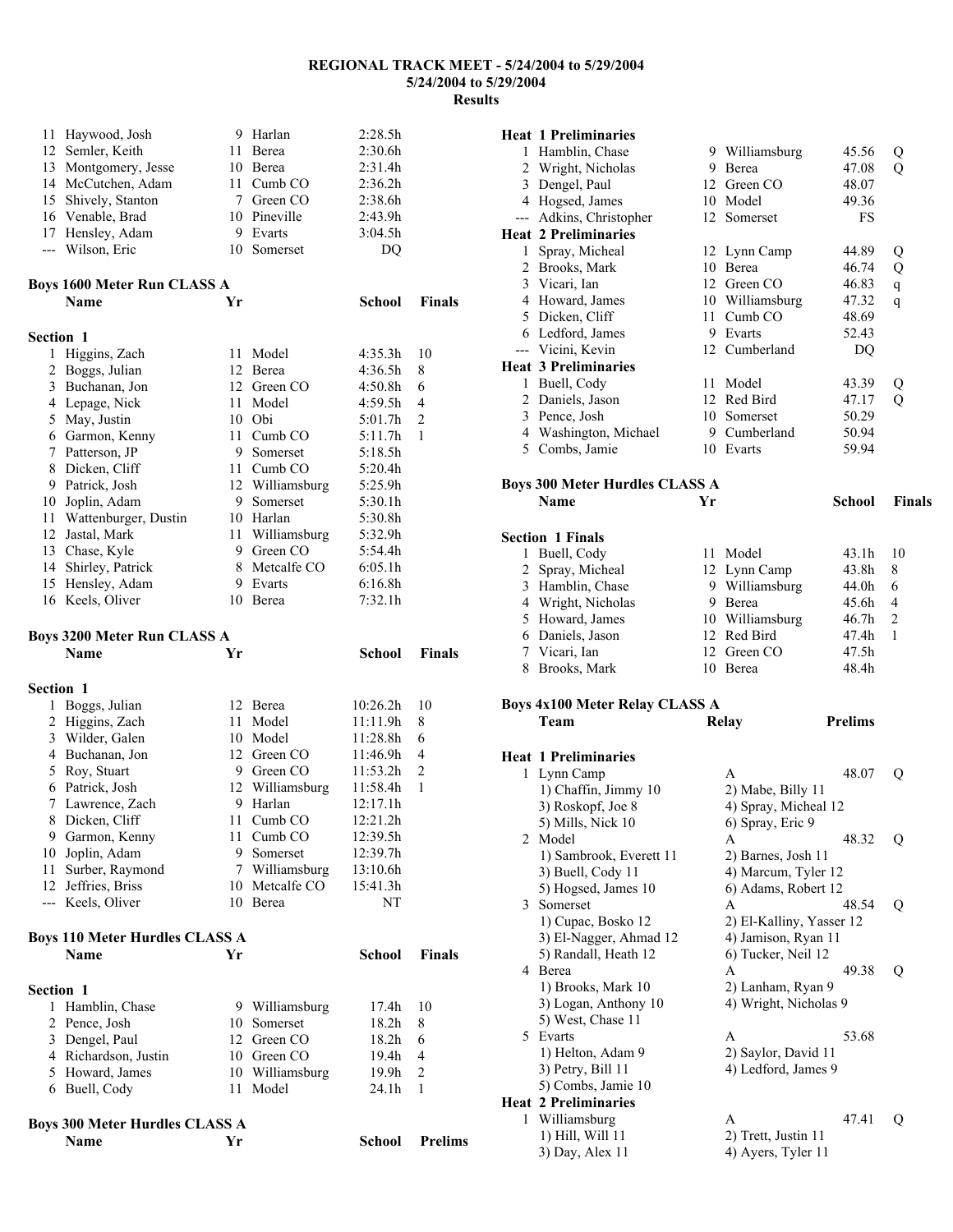# REGIONAL TRACK MEET - 5/24/2004 to 5/29/2004

**5/24/2004 to 5/29/2004**

**Results**

| | Name | Yr | School | Finals | |
|---|---|---|---|---|---|
| 11 | Haywood, Josh | 9 | Harlan | 2:28.5h | |
| 12 | Semler, Keith | 11 | Berea | 2:30.6h | |
| 13 | Montgomery, Jesse | 10 | Berea | 2:31.4h | |
| 14 | McCutchen, Adam | 11 | Cumb CO | 2:36.2h | |
| 15 | Shively, Stanton | 7 | Green CO | 2:38.6h | |
| 16 | Venable, Brad | 10 | Pineville | 2:43.9h | |
| 17 | Hensley, Adam | 9 | Evarts | 3:04.5h | |
| --- | Wilson, Eric | 10 | Somerset | DQ | |

### Boys 1600 Meter Run CLASS A

**Section 1**

| | Name | Yr | School | Finals | |
|---|---|---|---|---|---|
| 1 | Higgins, Zach | 11 | Model | 4:35.3h | 10 |
| 2 | Boggs, Julian | 12 | Berea | 4:36.5h | 8 |
| 3 | Buchanan, Jon | 12 | Green CO | 4:50.8h | 6 |
| 4 | Lepage, Nick | 11 | Model | 4:59.5h | 4 |
| 5 | May, Justin | 10 | Obi | 5:01.7h | 2 |
| 6 | Garmon, Kenny | 11 | Cumb CO | 5:11.7h | 1 |
| 7 | Patterson, JP | 9 | Somerset | 5:18.5h | |
| 8 | Dicken, Cliff | 11 | Cumb CO | 5:20.4h | |
| 9 | Patrick, Josh | 12 | Williamsburg | 5:25.9h | |
| 10 | Joplin, Adam | 9 | Somerset | 5:30.1h | |
| 11 | Wattenburger, Dustin | 10 | Harlan | 5:30.8h | |
| 12 | Jastal, Mark | 11 | Williamsburg | 5:32.9h | |
| 13 | Chase, Kyle | 9 | Green CO | 5:54.4h | |
| 14 | Shirley, Patrick | 8 | Metcalfe CO | 6:05.1h | |
| 15 | Hensley, Adam | 9 | Evarts | 6:16.8h | |
| 16 | Keels, Oliver | 10 | Berea | 7:32.1h | |

### Boys 3200 Meter Run CLASS A

**Section 1**

| | Name | Yr | School | Finals | |
|---|---|---|---|---|---|
| 1 | Boggs, Julian | 12 | Berea | 10:26.2h | 10 |
| 2 | Higgins, Zach | 11 | Model | 11:11.9h | 8 |
| 3 | Wilder, Galen | 10 | Model | 11:28.8h | 6 |
| 4 | Buchanan, Jon | 12 | Green CO | 11:46.9h | 4 |
| 5 | Roy, Stuart | 9 | Green CO | 11:53.2h | 2 |
| 6 | Patrick, Josh | 12 | Williamsburg | 11:58.4h | 1 |
| 7 | Lawrence, Zach | 9 | Harlan | 12:17.1h | |
| 8 | Dicken, Cliff | 11 | Cumb CO | 12:21.2h | |
| 9 | Garmon, Kenny | 11 | Cumb CO | 12:39.5h | |
| 10 | Joplin, Adam | 9 | Somerset | 12:39.7h | |
| 11 | Surber, Raymond | 7 | Williamsburg | 13:10.6h | |
| 12 | Jeffries, Briss | 10 | Metcalfe CO | 15:41.3h | |
| --- | Keels, Oliver | 10 | Berea | NT | |

### Boys 110 Meter Hurdles CLASS A

**Section 1**

| | Name | Yr | School | Finals | |
|---|---|---|---|---|---|
| 1 | Hamblin, Chase | 9 | Williamsburg | 17.4h | 10 |
| 2 | Pence, Josh | 10 | Somerset | 18.2h | 8 |
| 3 | Dengel, Paul | 12 | Green CO | 18.2h | 6 |
| 4 | Richardson, Justin | 10 | Green CO | 19.4h | 4 |
| 5 | Howard, James | 10 | Williamsburg | 19.9h | 2 |
| 6 | Buell, Cody | 11 | Model | 24.1h | 1 |

### Boys 300 Meter Hurdles CLASS A

| | Name | Yr | School | Prelims | |
|---|---|---|---|---|---|
| **Heat 1 Preliminaries** | | | | | |
| 1 | Hamblin, Chase | 9 | Williamsburg | 45.56 | Q |
| 2 | Wright, Nicholas | 9 | Berea | 47.08 | Q |
| 3 | Dengel, Paul | 12 | Green CO | 48.07 | |
| 4 | Hogsed, James | 10 | Model | 49.36 | |
| --- | Adkins, Christopher | 12 | Somerset | FS | |
| **Heat 2 Preliminaries** | | | | | |
| 1 | Spray, Micheal | 12 | Lynn Camp | 44.89 | Q |
| 2 | Brooks, Mark | 10 | Berea | 46.74 | Q |
| 3 | Vicari, Ian | 12 | Green CO | 46.83 | q |
| 4 | Howard, James | 10 | Williamsburg | 47.32 | q |
| 5 | Dicken, Cliff | 11 | Cumb CO | 48.69 | |
| 6 | Ledford, James | 9 | Evarts | 52.43 | |
| --- | Vicini, Kevin | 12 | Cumberland | DQ | |
| **Heat 3 Preliminaries** | | | | | |
| 1 | Buell, Cody | 11 | Model | 43.39 | Q |
| 2 | Daniels, Jason | 12 | Red Bird | 47.17 | Q |
| 3 | Pence, Josh | 10 | Somerset | 50.29 | |
| 4 | Washington, Michael | 9 | Cumberland | 50.94 | |
| 5 | Combs, Jamie | 10 | Evarts | 59.94 | |

### Boys 300 Meter Hurdles CLASS A

**Section 1 Finals**

| | Name | Yr | School | Finals | |
|---|---|---|---|---|---|
| 1 | Buell, Cody | 11 | Model | 43.1h | 10 |
| 2 | Spray, Micheal | 12 | Lynn Camp | 43.8h | 8 |
| 3 | Hamblin, Chase | 9 | Williamsburg | 44.0h | 6 |
| 4 | Wright, Nicholas | 9 | Berea | 45.6h | 4 |
| 5 | Howard, James | 10 | Williamsburg | 46.7h | 2 |
| 6 | Daniels, Jason | 12 | Red Bird | 47.4h | 1 |
| 7 | Vicari, Ian | 12 | Green CO | 47.5h | |
| 8 | Brooks, Mark | 10 | Berea | 48.4h | |

### Boys 4x100 Meter Relay CLASS A

| | Team | Relay | Prelims | |
|---|---|---|---|---|
| **Heat 1 Preliminaries** | | | | |
| 1 | Lynn Camp | A | 48.07 | Q |
| | 1) Chaffin, Jimmy 10 | 2) Mabe, Billy 11 | | |
| | 3) Roskopf, Joe 8 | 4) Spray, Micheal 12 | | |
| | 5) Mills, Nick 10 | 6) Spray, Eric 9 | | |
| 2 | Model | A | 48.32 | Q |
| | 1) Sambrook, Everett 11 | 2) Barnes, Josh 11 | | |
| | 3) Buell, Cody 11 | 4) Marcum, Tyler 12 | | |
| | 5) Hogsed, James 10 | 6) Adams, Robert 12 | | |
| 3 | Somerset | A | 48.54 | Q |
| | 1) Cupac, Bosko 12 | 2) El-Kalliny, Yasser 12 | | |
| | 3) El-Nagger, Ahmad 12 | 4) Jamison, Ryan 11 | | |
| | 5) Randall, Heath 12 | 6) Tucker, Neil 12 | | |
| 4 | Berea | A | 49.38 | Q |
| | 1) Brooks, Mark 10 | 2) Lanham, Ryan 9 | | |
| | 3) Logan, Anthony 10 | 4) Wright, Nicholas 9 | | |
| | 5) West, Chase 11 | | | |
| 5 | Evarts | A | 53.68 | |
| | 1) Helton, Adam 9 | 2) Saylor, David 11 | | |
| | 3) Petry, Bill 11 | 4) Ledford, James 9 | | |
| | 5) Combs, Jamie 10 | | | |
| **Heat 2 Preliminaries** | | | | |
| 1 | Williamsburg | A | 47.41 | Q |
| | 1) Hill, Will 11 | 2) Trett, Justin 11 | | |
| | 3) Day, Alex 11 | 4) Ayers, Tyler 11 | | |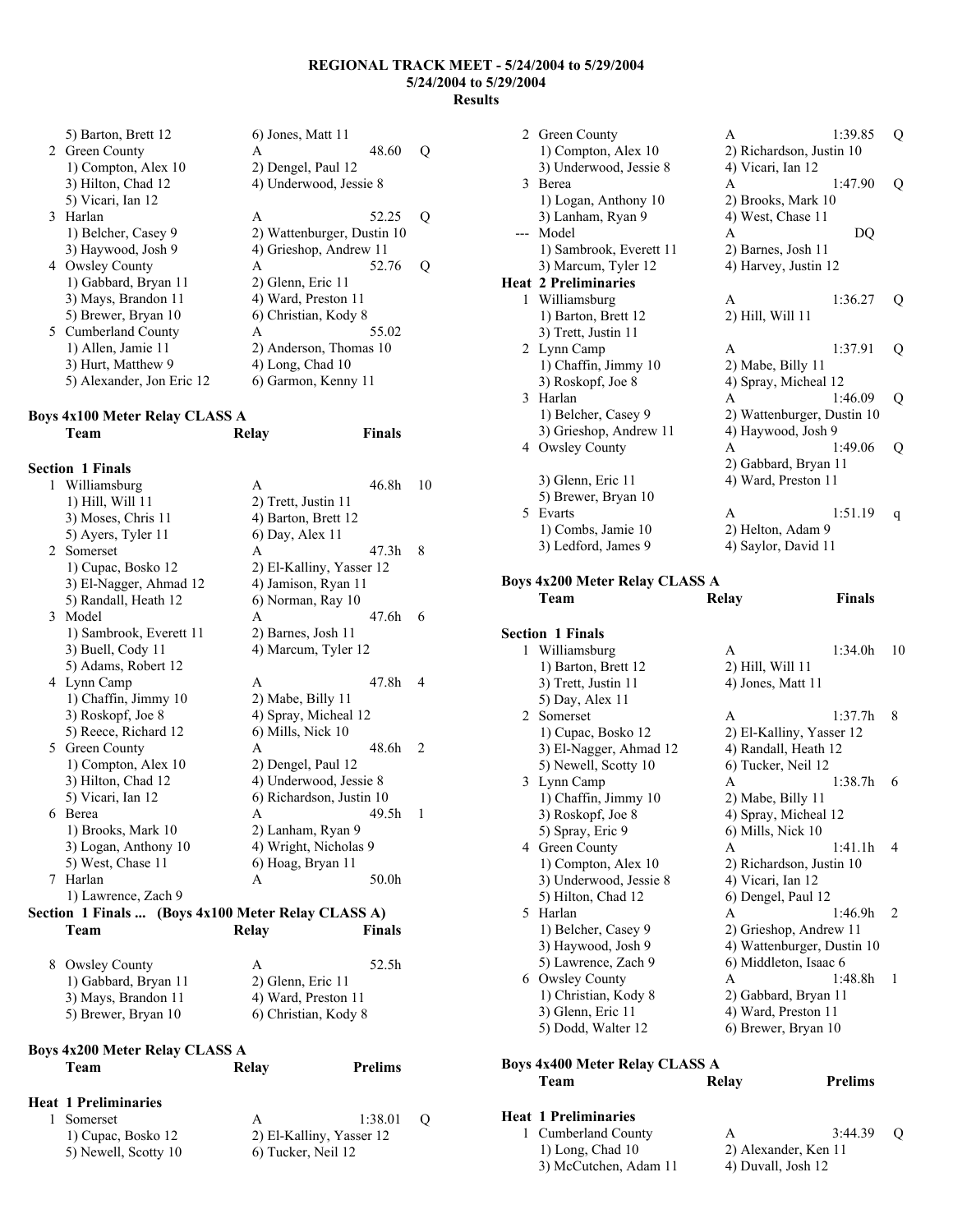**REGIONAL TRACK MEET - 5/24/2004 to 5/29/2004**
**5/24/2004 to 5/29/2004**
**Results**

```
      5) Barton, Brett 12             6) Jones, Matt 11
  2 Green County                    A                48.60   Q
      1) Compton, Alex 10             2) Dengel, Paul 12
      3) Hilton, Chad 12              4) Underwood, Jessie 8
      5) Vicari, Ian 12
  3 Harlan                          A                52.25   Q
      1) Belcher, Casey 9             2) Wattenburger, Dustin 10
      3) Haywood, Josh 9              4) Grieshop, Andrew 11
  4 Owsley County                   A                52.76   Q
      1) Gabbard, Bryan 11            2) Glenn, Eric 11
      3) Mays, Brandon 11             4) Ward, Preston 11
      5) Brewer, Bryan 10             6) Christian, Kody 8
  5 Cumberland County               A                55.02
      1) Allen, Jamie 11              2) Anderson, Thomas 10
      3) Hurt, Matthew 9              4) Long, Chad 10
      5) Alexander, Jon Eric 12       6) Garmon, Kenny 11
```

**Boys 4x100 Meter Relay CLASS A**

```
    Team                            Relay             Finals

Section  1 Finals
  1 Williamsburg                    A                46.8h   10
      1) Hill, Will 11                2) Trett, Justin 11
      3) Moses, Chris 11              4) Barton, Brett 12
      5) Ayers, Tyler 11              6) Day, Alex 11
  2 Somerset                        A                47.3h   8
      1) Cupac, Bosko 12              2) El-Kalliny, Yasser 12
      3) El-Nagger, Ahmad 12          4) Jamison, Ryan 11
      5) Randall, Heath 12            6) Norman, Ray 10
  3 Model                           A                47.6h   6
      1) Sambrook, Everett 11         2) Barnes, Josh 11
      3) Buell, Cody 11               4) Marcum, Tyler 12
      5) Adams, Robert 12
  4 Lynn Camp                       A                47.8h   4
      1) Chaffin, Jimmy 10            2) Mabe, Billy 11
      3) Roskopf, Joe 8               4) Spray, Micheal 12
      5) Reece, Richard 12            6) Mills, Nick 10
  5 Green County                    A                48.6h   2
      1) Compton, Alex 10             2) Dengel, Paul 12
      3) Hilton, Chad 12              4) Underwood, Jessie 8
      5) Vicari, Ian 12               6) Richardson, Justin 10
  6 Berea                           A                49.5h   1
      1) Brooks, Mark 10              2) Lanham, Ryan 9
      3) Logan, Anthony 10            4) Wright, Nicholas 9
      5) West, Chase 11               6) Hoag, Bryan 11
  7 Harlan                          A                50.0h
      1) Lawrence, Zach 9
Section  1 Finals ...  (Boys 4x100 Meter Relay CLASS A)
    Team                            Relay             Finals

  8 Owsley County                   A                52.5h
      1) Gabbard, Bryan 11            2) Glenn, Eric 11
      3) Mays, Brandon 11             4) Ward, Preston 11
      5) Brewer, Bryan 10             6) Christian, Kody 8
```

**Boys 4x200 Meter Relay CLASS A**

```
    Team                            Relay             Prelims

Heat  1 Preliminaries
  1 Somerset                        A              1:38.01   Q
      1) Cupac, Bosko 12              2) El-Kalliny, Yasser 12
      5) Newell, Scotty 10            6) Tucker, Neil 12
  2 Green County                    A              1:39.85   Q
      1) Compton, Alex 10             2) Richardson, Justin 10
      3) Underwood, Jessie 8          4) Vicari, Ian 12
  3 Berea                           A              1:47.90   Q
      1) Logan, Anthony 10            2) Brooks, Mark 10
      3) Lanham, Ryan 9               4) West, Chase 11
--- Model                           A                   DQ
      1) Sambrook, Everett 11         2) Barnes, Josh 11
      3) Marcum, Tyler 12             4) Harvey, Justin 12
Heat  2 Preliminaries
  1 Williamsburg                    A              1:36.27   Q
      1) Barton, Brett 12             2) Hill, Will 11
      3) Trett, Justin 11
  2 Lynn Camp                       A              1:37.91   Q
      1) Chaffin, Jimmy 10            2) Mabe, Billy 11
      3) Roskopf, Joe 8               4) Spray, Micheal 12
  3 Harlan                          A              1:46.09   Q
      1) Belcher, Casey 9             2) Wattenburger, Dustin 10
      3) Grieshop, Andrew 11          4) Haywood, Josh 9
  4 Owsley County                   A              1:49.06   Q
                                      2) Gabbard, Bryan 11
      3) Glenn, Eric 11               4) Ward, Preston 11
      5) Brewer, Bryan 10
  5 Evarts                          A              1:51.19   q
      1) Combs, Jamie 10              2) Helton, Adam 9
      3) Ledford, James 9             4) Saylor, David 11
```

**Boys 4x200 Meter Relay CLASS A**

```
    Team                            Relay             Finals

Section  1 Finals
  1 Williamsburg                    A              1:34.0h   10
      1) Barton, Brett 12             2) Hill, Will 11
      3) Trett, Justin 11             4) Jones, Matt 11
      5) Day, Alex 11
  2 Somerset                        A              1:37.7h   8
      1) Cupac, Bosko 12              2) El-Kalliny, Yasser 12
      3) El-Nagger, Ahmad 12          4) Randall, Heath 12
      5) Newell, Scotty 10            6) Tucker, Neil 12
  3 Lynn Camp                       A              1:38.7h   6
      1) Chaffin, Jimmy 10            2) Mabe, Billy 11
      3) Roskopf, Joe 8               4) Spray, Micheal 12
      5) Spray, Eric 9                6) Mills, Nick 10
  4 Green County                    A              1:41.1h   4
      1) Compton, Alex 10             2) Richardson, Justin 10
      3) Underwood, Jessie 8          4) Vicari, Ian 12
      5) Hilton, Chad 12              6) Dengel, Paul 12
  5 Harlan                          A              1:46.9h   2
      1) Belcher, Casey 9             2) Grieshop, Andrew 11
      3) Haywood, Josh 9              4) Wattenburger, Dustin 10
      5) Lawrence, Zach 9             6) Middleton, Isaac 6
  6 Owsley County                   A              1:48.8h   1
      1) Christian, Kody 8            2) Gabbard, Bryan 11
      3) Glenn, Eric 11               4) Ward, Preston 11
      5) Dodd, Walter 12              6) Brewer, Bryan 10
```

**Boys 4x400 Meter Relay CLASS A**

```
    Team                            Relay             Prelims

Heat  1 Preliminaries
  1 Cumberland County               A              3:44.39   Q
      1) Long, Chad 10                2) Alexander, Ken 11
      3) McCutchen, Adam 11           4) Duvall, Josh 12
```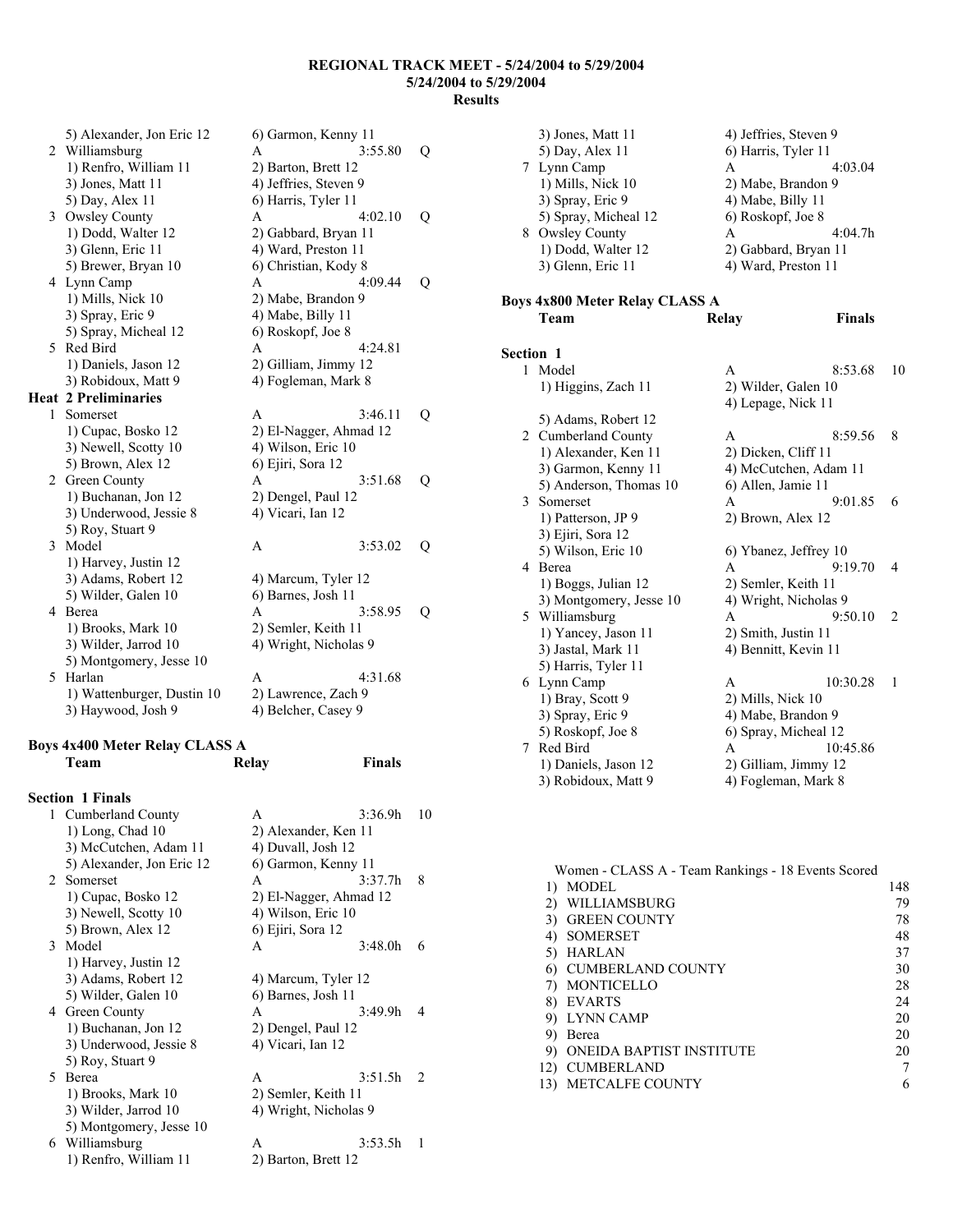**REGIONAL TRACK MEET - 5/24/2004 to 5/29/2004**
**5/24/2004 to 5/29/2004**
**Results**

```
     5) Alexander, Jon Eric 12       6) Garmon, Kenny 11
  2 Williamsburg                      A             3:55.80   Q
     1) Renfro, William 11            2) Barton, Brett 12
     3) Jones, Matt 11                4) Jeffries, Steven 9
     5) Day, Alex 11                  6) Harris, Tyler 11
  3 Owsley County                     A             4:02.10   Q
     1) Dodd, Walter 12               2) Gabbard, Bryan 11
     3) Glenn, Eric 11                4) Ward, Preston 11
     5) Brewer, Bryan 10              6) Christian, Kody 8
  4 Lynn Camp                         A             4:09.44   Q
     1) Mills, Nick 10                2) Mabe, Brandon 9
     3) Spray, Eric 9                 4) Mabe, Billy 11
     5) Spray, Micheal 12             6) Roskopf, Joe 8
  5 Red Bird                          A             4:24.81
     1) Daniels, Jason 12             2) Gilliam, Jimmy 12
     3) Robidoux, Matt 9              4) Fogleman, Mark 8
Heat  2 Preliminaries
  1 Somerset                          A             3:46.11   Q
     1) Cupac, Bosko 12               2) El-Nagger, Ahmad 12
     3) Newell, Scotty 10             4) Wilson, Eric 10
     5) Brown, Alex 12                6) Ejiri, Sora 12
  2 Green County                      A             3:51.68   Q
     1) Buchanan, Jon 12              2) Dengel, Paul 12
     3) Underwood, Jessie 8           4) Vicari, Ian 12
     5) Roy, Stuart 9
  3 Model                             A             3:53.02   Q
     1) Harvey, Justin 12
     3) Adams, Robert 12              4) Marcum, Tyler 12
     5) Wilder, Galen 10              6) Barnes, Josh 11
  4 Berea                             A             3:58.95   Q
     1) Brooks, Mark 10               2) Semler, Keith 11
     3) Wilder, Jarrod 10             4) Wright, Nicholas 9
     5) Montgomery, Jesse 10
  5 Harlan                            A             4:31.68
     1) Wattenburger, Dustin 10       2) Lawrence, Zach 9
     3) Haywood, Josh 9               4) Belcher, Casey 9
```

**Boys 4x400 Meter Relay CLASS A**

```
    Team                            Relay               Finals

Section  1 Finals
  1 Cumberland County                 A             3:36.9h   10
     1) Long, Chad 10                 2) Alexander, Ken 11
     3) McCutchen, Adam 11            4) Duvall, Josh 12
     5) Alexander, Jon Eric 12        6) Garmon, Kenny 11
  2 Somerset                          A             3:37.7h    8
     1) Cupac, Bosko 12               2) El-Nagger, Ahmad 12
     3) Newell, Scotty 10             4) Wilson, Eric 10
     5) Brown, Alex 12                6) Ejiri, Sora 12
  3 Model                             A             3:48.0h    6
     1) Harvey, Justin 12
     3) Adams, Robert 12              4) Marcum, Tyler 12
     5) Wilder, Galen 10              6) Barnes, Josh 11
  4 Green County                      A             3:49.9h    4
     1) Buchanan, Jon 12              2) Dengel, Paul 12
     3) Underwood, Jessie 8           4) Vicari, Ian 12
     5) Roy, Stuart 9
  5 Berea                             A             3:51.5h    2
     1) Brooks, Mark 10               2) Semler, Keith 11
     3) Wilder, Jarrod 10             4) Wright, Nicholas 9
     5) Montgomery, Jesse 10
  6 Williamsburg                      A             3:53.5h    1
     1) Renfro, William 11            2) Barton, Brett 12
     3) Jones, Matt 11                4) Jeffries, Steven 9
     5) Day, Alex 11                  6) Harris, Tyler 11
  7 Lynn Camp                         A             4:03.04
     1) Mills, Nick 10                2) Mabe, Brandon 9
     3) Spray, Eric 9                 4) Mabe, Billy 11
     5) Spray, Micheal 12             6) Roskopf, Joe 8
  8 Owsley County                     A             4:04.7h
     1) Dodd, Walter 12               2) Gabbard, Bryan 11
     3) Glenn, Eric 11                4) Ward, Preston 11
```

**Boys 4x800 Meter Relay CLASS A**

```
    Team                            Relay               Finals

Section  1
  1 Model                             A             8:53.68   10
     1) Higgins, Zach 11              2) Wilder, Galen 10
                                      4) Lepage, Nick 11
     5) Adams, Robert 12
  2 Cumberland County                 A             8:59.56    8
     1) Alexander, Ken 11             2) Dicken, Cliff 11
     3) Garmon, Kenny 11              4) McCutchen, Adam 11
     5) Anderson, Thomas 10           6) Allen, Jamie 11
  3 Somerset                          A             9:01.85    6
     1) Patterson, JP 9               2) Brown, Alex 12
     3) Ejiri, Sora 12
     5) Wilson, Eric 10               6) Ybanez, Jeffrey 10
  4 Berea                             A             9:19.70    4
     1) Boggs, Julian 12              2) Semler, Keith 11
     3) Montgomery, Jesse 10          4) Wright, Nicholas 9
  5 Williamsburg                      A             9:50.10    2
     1) Yancey, Jason 11              2) Smith, Justin 11
     3) Jastal, Mark 11               4) Bennitt, Kevin 11
     5) Harris, Tyler 11
  6 Lynn Camp                         A            10:30.28    1
     1) Bray, Scott 9                 2) Mills, Nick 10
     3) Spray, Eric 9                 4) Mabe, Brandon 9
     5) Roskopf, Joe 8                6) Spray, Micheal 12
  7 Red Bird                          A            10:45.86
     1) Daniels, Jason 12             2) Gilliam, Jimmy 12
     3) Robidoux, Matt 9              4) Fogleman, Mark 8
```

Women - CLASS A - Team Rankings - 18 Events Scored

| Rank | Team | Points |
|---|---|---|
| 1) | MODEL | 148 |
| 2) | WILLIAMSBURG | 79 |
| 3) | GREEN COUNTY | 78 |
| 4) | SOMERSET | 48 |
| 5) | HARLAN | 37 |
| 6) | CUMBERLAND COUNTY | 30 |
| 7) | MONTICELLO | 28 |
| 8) | EVARTS | 24 |
| 9) | LYNN CAMP | 20 |
| 9) | Berea | 20 |
| 9) | ONEIDA BAPTIST INSTITUTE | 20 |
| 12) | CUMBERLAND | 7 |
| 13) | METCALFE COUNTY | 6 |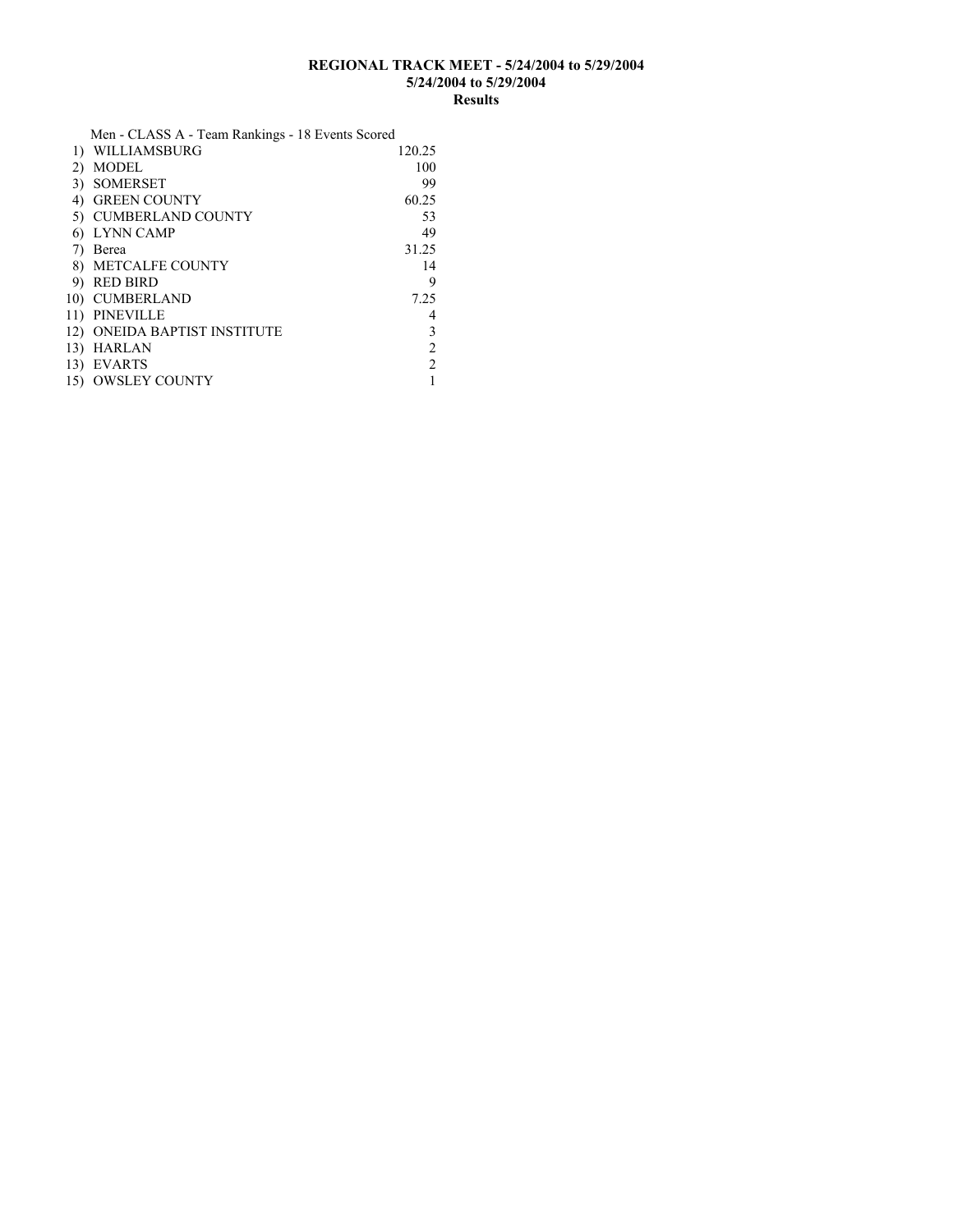**REGIONAL TRACK MEET - 5/24/2004 to 5/29/2004**
**5/24/2004 to 5/29/2004**
**Results**

Men - CLASS A - Team Rankings - 18 Events Scored

| | | |
|---|---|---|
| 1) | WILLIAMSBURG | 120.25 |
| 2) | MODEL | 100 |
| 3) | SOMERSET | 99 |
| 4) | GREEN COUNTY | 60.25 |
| 5) | CUMBERLAND COUNTY | 53 |
| 6) | LYNN CAMP | 49 |
| 7) | Berea | 31.25 |
| 8) | METCALFE COUNTY | 14 |
| 9) | RED BIRD | 9 |
| 10) | CUMBERLAND | 7.25 |
| 11) | PINEVILLE | 4 |
| 12) | ONEIDA BAPTIST INSTITUTE | 3 |
| 13) | HARLAN | 2 |
| 13) | EVARTS | 2 |
| 15) | OWSLEY COUNTY | 1 |